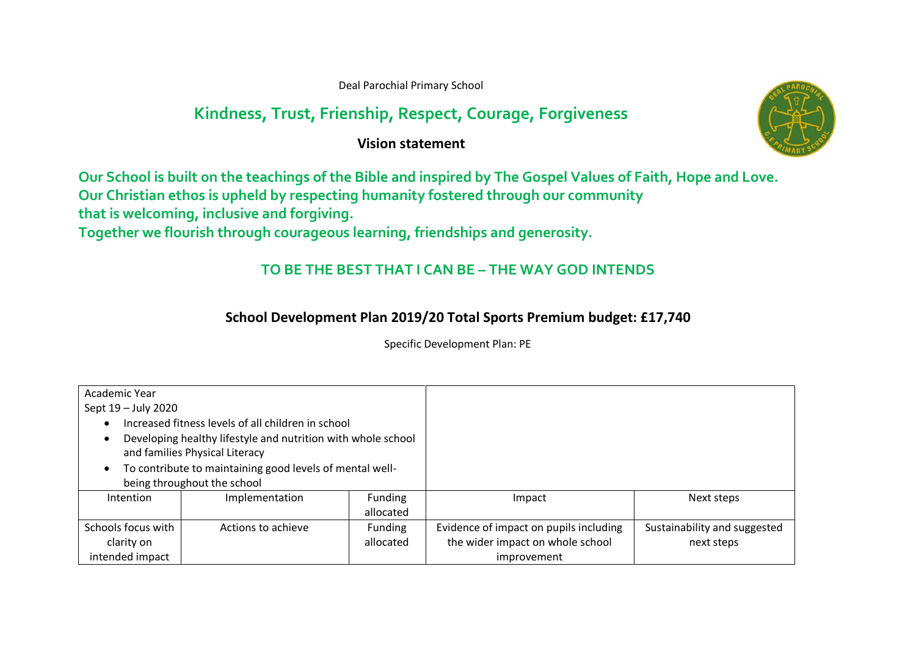Deal Parochial Primary School

## Kindness, Trust, Frienship, Respect, Courage, Forgiveness

**Vision statement**

**Our School is built on the teachings of the Bible and inspired by The Gospel Values of Faith, Hope and Love.**
**Our Christian ethos is upheld by respecting humanity fostered through our community**
**that is welcoming, inclusive and forgiving.**
**Together we flourish through courageous learning, friendships and generosity.**

### TO BE THE BEST THAT I CAN BE – THE WAY GOD INTENDS

## School Development Plan 2019/20 Total Sports Premium budget: £17,740

Specific Development Plan: PE

| Academic Year<br>Sept 19 – July 2020<br>• Increased fitness levels of all children in school<br>• Developing healthy lifestyle and nutrition with whole school and families Physical Literacy<br>• To contribute to maintaining good levels of mental well-being throughout the school | | | | |
|---|---|---|---|---|
| Intention | Implementation | Funding allocated | Impact | Next steps |
| Schools focus with clarity on intended impact | Actions to achieve | Funding allocated | Evidence of impact on pupils including the wider impact on whole school improvement | Sustainability and suggested next steps |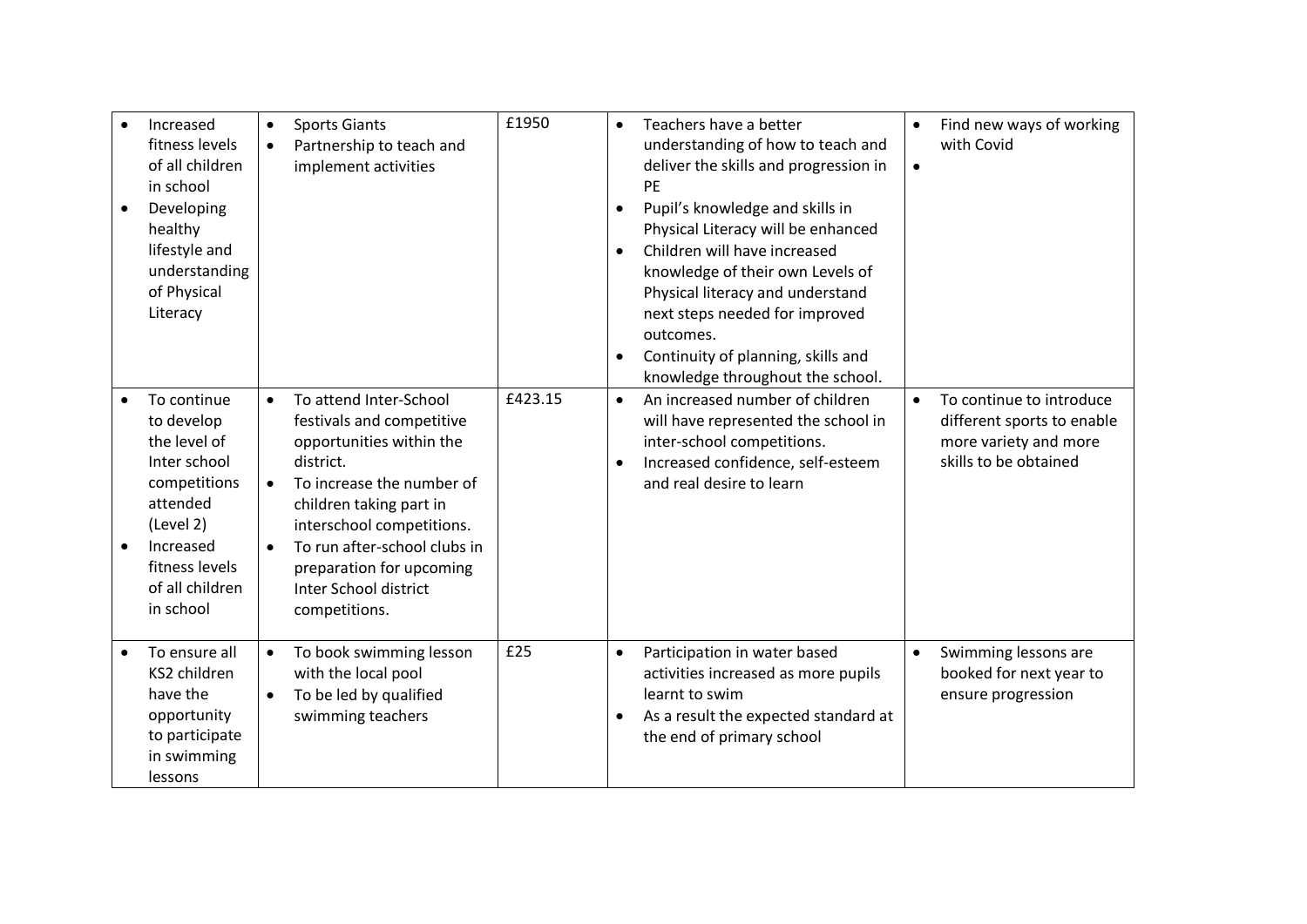| | | | | |
|---|---|---|---|---|
| • Increased fitness levels of all children in school<br>• Developing healthy lifestyle and understanding of Physical Literacy | • Sports Giants<br>• Partnership to teach and implement activities | £1950 | • Teachers have a better understanding of how to teach and deliver the skills and progression in PE<br>• Pupil's knowledge and skills in Physical Literacy will be enhanced<br>• Children will have increased knowledge of their own Levels of Physical literacy and understand next steps needed for improved outcomes.<br>• Continuity of planning, skills and knowledge throughout the school. | • Find new ways of working with Covid<br>• |
| • To continue to develop the level of Inter school competitions attended (Level 2)<br>• Increased fitness levels of all children in school | • To attend Inter-School festivals and competitive opportunities within the district.<br>• To increase the number of children taking part in interschool competitions.<br>• To run after-school clubs in preparation for upcoming Inter School district competitions. | £423.15 | • An increased number of children will have represented the school in inter-school competitions.<br>• Increased confidence, self-esteem and real desire to learn | • To continue to introduce different sports to enable more variety and more skills to be obtained |
| • To ensure all KS2 children have the opportunity to participate in swimming lessons | • To book swimming lesson with the local pool<br>• To be led by qualified swimming teachers | £25 | • Participation in water based activities increased as more pupils learnt to swim<br>• As a result the expected standard at the end of primary school | • Swimming lessons are booked for next year to ensure progression |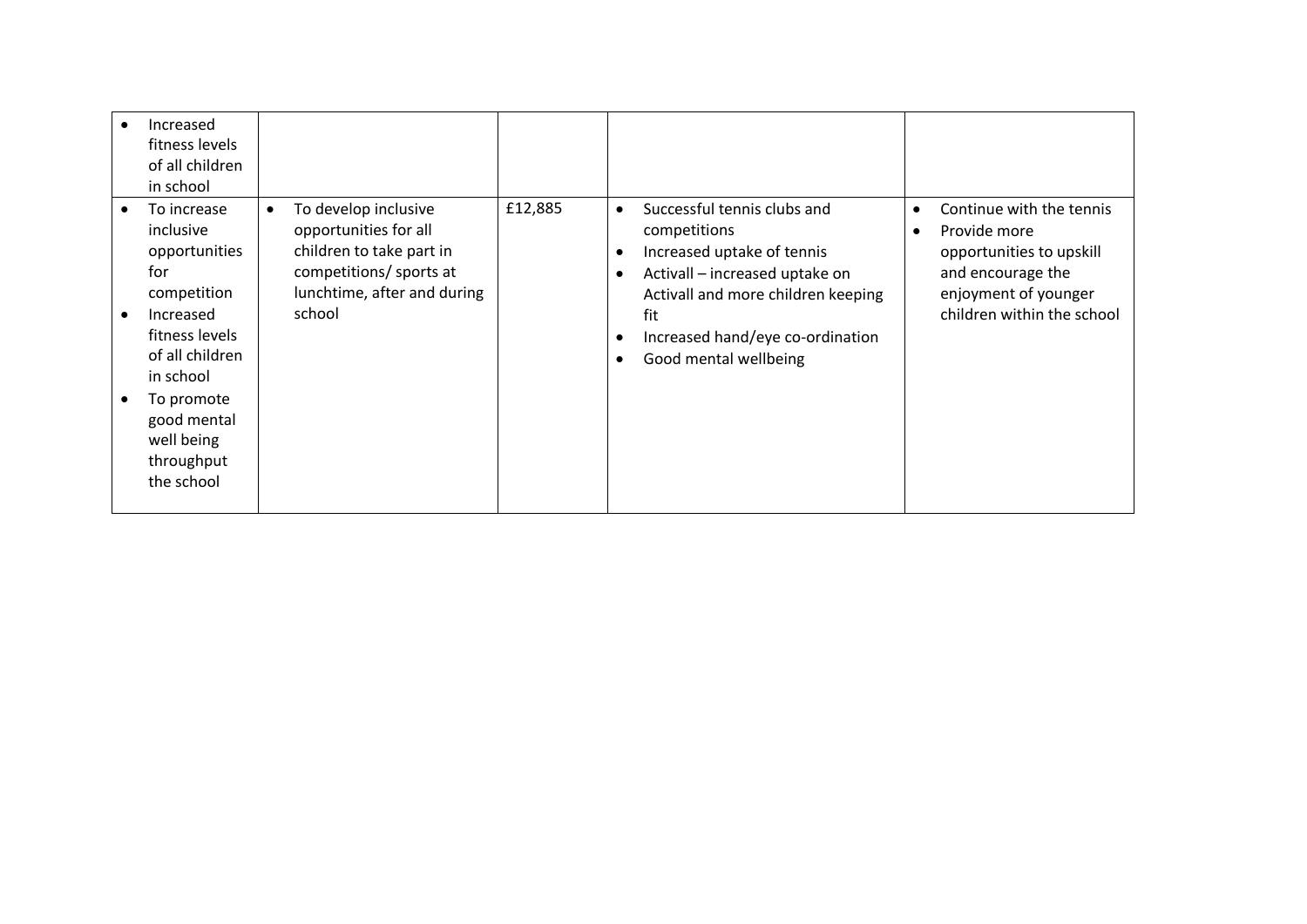| | | | | |
|---|---|---|---|---|
| • Increased fitness levels of all children in school | | | | |
| • To increase inclusive opportunities for competition<br>• Increased fitness levels of all children in school<br>• To promote good mental well being throughput the school | • To develop inclusive opportunities for all children to take part in competitions/ sports at lunchtime, after and during school | £12,885 | • Successful tennis clubs and competitions<br>• Increased uptake of tennis<br>• Activall – increased uptake on Activall and more children keeping fit<br>• Increased hand/eye co-ordination<br>• Good mental wellbeing | • Continue with the tennis<br>• Provide more opportunities to upskill and encourage the enjoyment of younger children within the school |